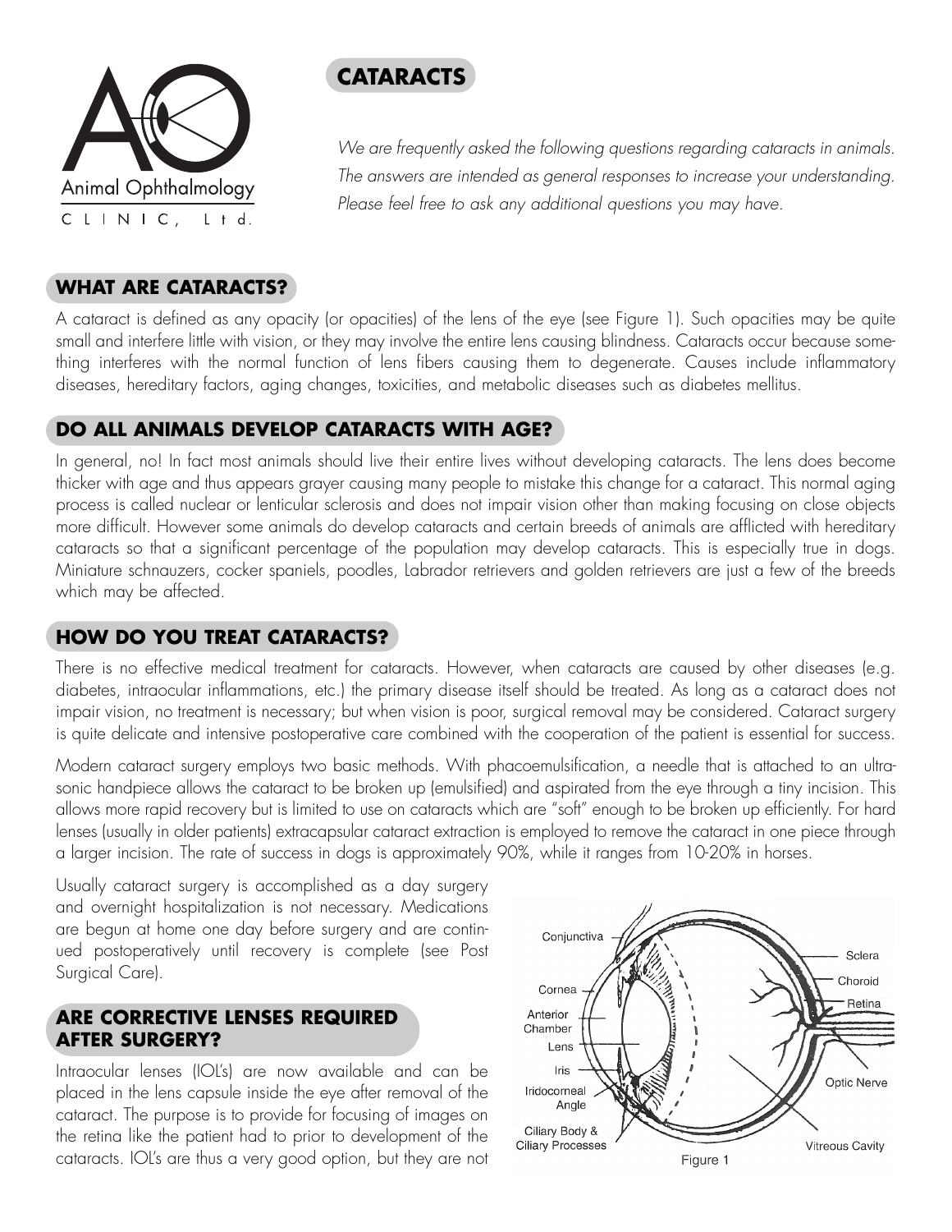Animal Ophthalmology CLINIC, Ltd.

# CATARACTS

*We are frequently asked the following questions regarding cataracts in animals. The answers are intended as general responses to increase your understanding. Please feel free to ask any additional questions you may have.*

## WHAT ARE CATARACTS?

A cataract is defined as any opacity (or opacities) of the lens of the eye (see Figure 1). Such opacities may be quite small and interfere little with vision, or they may involve the entire lens causing blindness. Cataracts occur because something interferes with the normal function of lens fibers causing them to degenerate. Causes include inflammatory diseases, hereditary factors, aging changes, toxicities, and metabolic diseases such as diabetes mellitus.

## DO ALL ANIMALS DEVELOP CATARACTS WITH AGE?

In general, no! In fact most animals should live their entire lives without developing cataracts. The lens does become thicker with age and thus appears grayer causing many people to mistake this change for a cataract. This normal aging process is called nuclear or lenticular sclerosis and does not impair vision other than making focusing on close objects more difficult. However some animals do develop cataracts and certain breeds of animals are afflicted with hereditary cataracts so that a significant percentage of the population may develop cataracts. This is especially true in dogs. Miniature schnauzers, cocker spaniels, poodles, Labrador retrievers and golden retrievers are just a few of the breeds which may be affected.

## HOW DO YOU TREAT CATARACTS?

There is no effective medical treatment for cataracts. However, when cataracts are caused by other diseases (e.g. diabetes, intraocular inflammations, etc.) the primary disease itself should be treated. As long as a cataract does not impair vision, no treatment is necessary; but when vision is poor, surgical removal may be considered. Cataract surgery is quite delicate and intensive postoperative care combined with the cooperation of the patient is essential for success.

Modern cataract surgery employs two basic methods. With phacoemulsification, a needle that is attached to an ultrasonic handpiece allows the cataract to be broken up (emulsified) and aspirated from the eye through a tiny incision. This allows more rapid recovery but is limited to use on cataracts which are "soft" enough to be broken up efficiently. For hard lenses (usually in older patients) extracapsular cataract extraction is employed to remove the cataract in one piece through a larger incision. The rate of success in dogs is approximately 90%, while it ranges from 10-20% in horses.

Usually cataract surgery is accomplished as a day surgery and overnight hospitalization is not necessary. Medications are begun at home one day before surgery and are continued postoperatively until recovery is complete (see Post Surgical Care).

## ARE CORRECTIVE LENSES REQUIRED AFTER SURGERY?

Intraocular lenses (IOL's) are now available and can be placed in the lens capsule inside the eye after removal of the cataract. The purpose is to provide for focusing of images on the retina like the patient had to prior to development of the cataracts. IOL's are thus a very good option, but they are not

Conjunctiva, Cornea, Anterior Chamber, Lens, Iris, Iridocorneal Angle, Ciliary Body & Ciliary Processes, Sclera, Choroid, Retina, Optic Nerve, Vitreous Cavity

Figure 1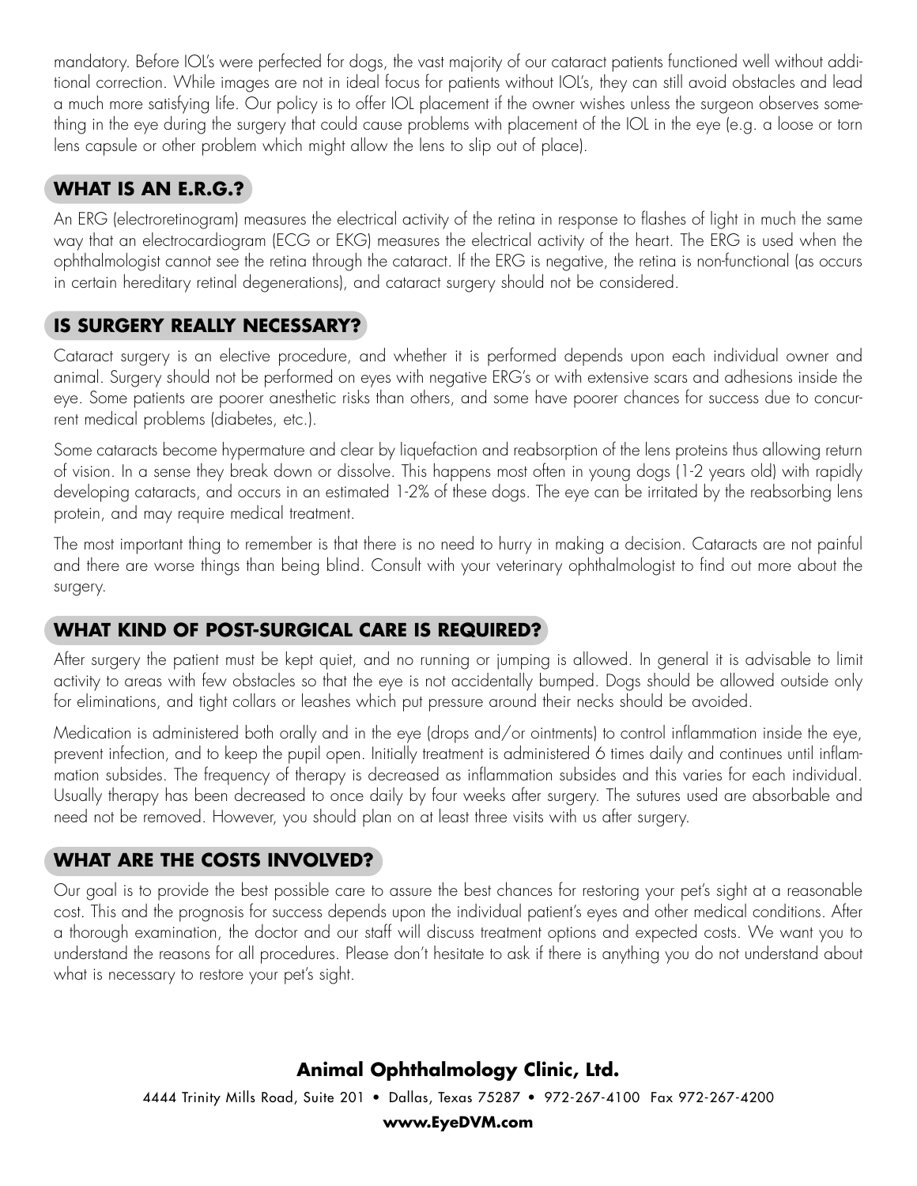mandatory. Before IOL's were perfected for dogs, the vast majority of our cataract patients functioned well without additional correction. While images are not in ideal focus for patients without IOL's, they can still avoid obstacles and lead a much more satisfying life. Our policy is to offer IOL placement if the owner wishes unless the surgeon observes something in the eye during the surgery that could cause problems with placement of the IOL in the eye (e.g. a loose or torn lens capsule or other problem which might allow the lens to slip out of place).

## WHAT IS AN E.R.G.?

An ERG (electroretinogram) measures the electrical activity of the retina in response to flashes of light in much the same way that an electrocardiogram (ECG or EKG) measures the electrical activity of the heart. The ERG is used when the ophthalmologist cannot see the retina through the cataract. If the ERG is negative, the retina is non-functional (as occurs in certain hereditary retinal degenerations), and cataract surgery should not be considered.

## IS SURGERY REALLY NECESSARY?

Cataract surgery is an elective procedure, and whether it is performed depends upon each individual owner and animal. Surgery should not be performed on eyes with negative ERG's or with extensive scars and adhesions inside the eye. Some patients are poorer anesthetic risks than others, and some have poorer chances for success due to concurrent medical problems (diabetes, etc.).

Some cataracts become hypermature and clear by liquefaction and reabsorption of the lens proteins thus allowing return of vision. In a sense they break down or dissolve. This happens most often in young dogs (1-2 years old) with rapidly developing cataracts, and occurs in an estimated 1-2% of these dogs. The eye can be irritated by the reabsorbing lens protein, and may require medical treatment.

The most important thing to remember is that there is no need to hurry in making a decision. Cataracts are not painful and there are worse things than being blind. Consult with your veterinary ophthalmologist to find out more about the surgery.

## WHAT KIND OF POST-SURGICAL CARE IS REQUIRED?

After surgery the patient must be kept quiet, and no running or jumping is allowed. In general it is advisable to limit activity to areas with few obstacles so that the eye is not accidentally bumped. Dogs should be allowed outside only for eliminations, and tight collars or leashes which put pressure around their necks should be avoided.

Medication is administered both orally and in the eye (drops and/or ointments) to control inflammation inside the eye, prevent infection, and to keep the pupil open. Initially treatment is administered 6 times daily and continues until inflammation subsides. The frequency of therapy is decreased as inflammation subsides and this varies for each individual. Usually therapy has been decreased to once daily by four weeks after surgery. The sutures used are absorbable and need not be removed. However, you should plan on at least three visits with us after surgery.

## WHAT ARE THE COSTS INVOLVED?

Our goal is to provide the best possible care to assure the best chances for restoring your pet's sight at a reasonable cost. This and the prognosis for success depends upon the individual patient's eyes and other medical conditions. After a thorough examination, the doctor and our staff will discuss treatment options and expected costs. We want you to understand the reasons for all procedures. Please don't hesitate to ask if there is anything you do not understand about what is necessary to restore your pet's sight.

**Animal Ophthalmology Clinic, Ltd.**

4444 Trinity Mills Road, Suite 201 • Dallas, Texas 75287 • 972-267-4100 Fax 972-267-4200

**www.EyeDVM.com**